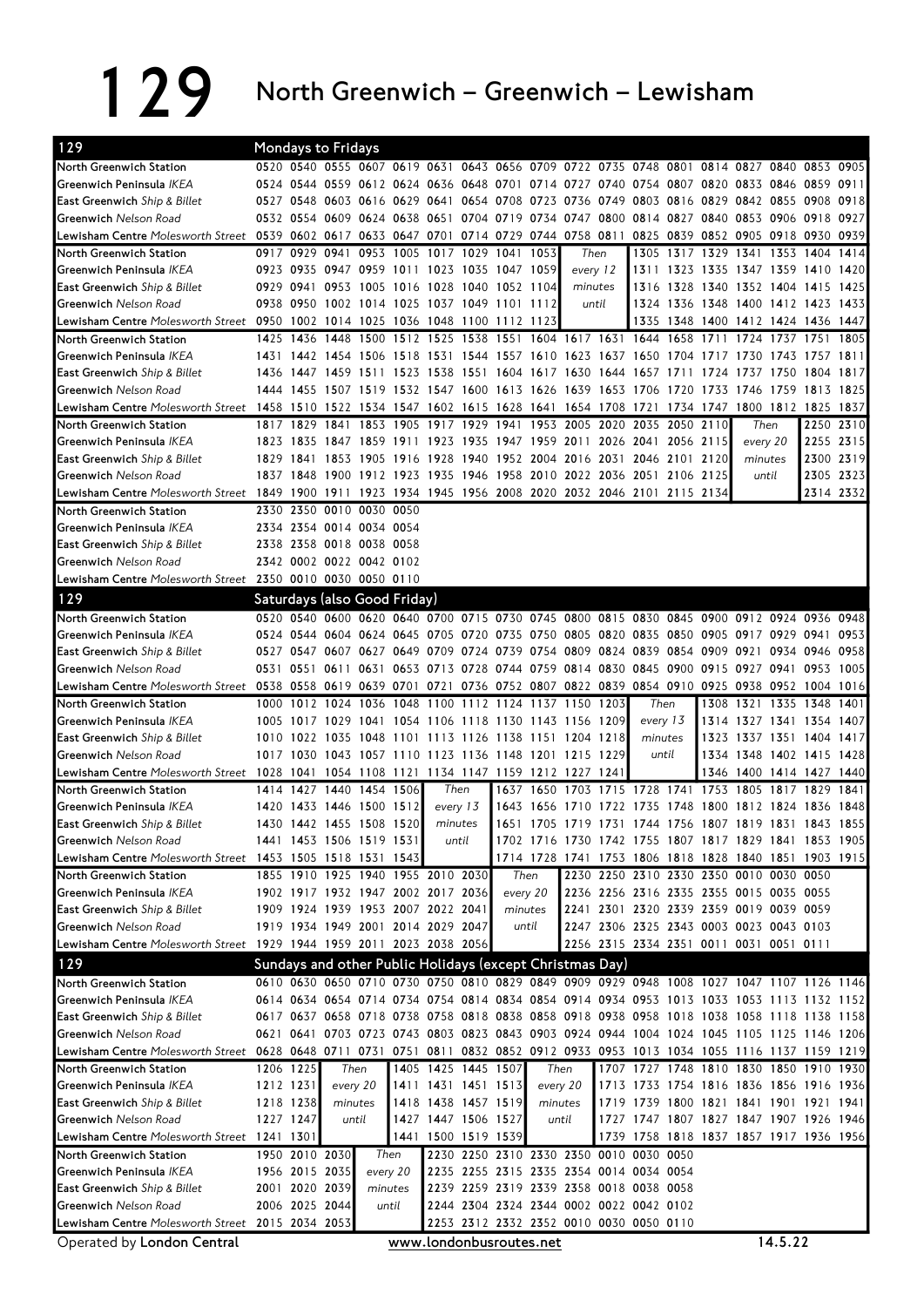# 129 North Greenwich – Greenwich – Lewisham

## Mondays to Fridays

| Stop | | | | | | | | | | | | | | | | | | |
|---|---|---|---|---|---|---|---|---|---|---|---|---|---|---|---|---|---|---|
| North Greenwich Station | 0520 | 0540 | 0555 | 0607 | 0619 | 0631 | 0643 | 0656 | 0709 | 0722 | 0735 | 0748 | 0801 | 0814 | 0827 | 0840 | 0853 | 0905 |
| Greenwich Peninsula *IKEA* | 0524 | 0544 | 0559 | 0612 | 0624 | 0636 | 0648 | 0701 | 0714 | 0727 | 0740 | 0754 | 0807 | 0820 | 0833 | 0846 | 0859 | 0911 |
| East Greenwich *Ship & Billet* | 0527 | 0548 | 0603 | 0616 | 0629 | 0641 | 0654 | 0708 | 0723 | 0736 | 0749 | 0803 | 0816 | 0829 | 0842 | 0855 | 0908 | 0918 |
| Greenwich *Nelson Road* | 0532 | 0554 | 0609 | 0624 | 0638 | 0651 | 0704 | 0719 | 0734 | 0747 | 0800 | 0814 | 0827 | 0840 | 0853 | 0906 | 0918 | 0927 |
| Lewisham Centre *Molesworth Street* | 0539 | 0602 | 0617 | 0633 | 0647 | 0701 | 0714 | 0729 | 0744 | 0758 | 0811 | 0825 | 0839 | 0852 | 0905 | 0918 | 0930 | 0939 |

| Stop | | | | | | | | | | | | | | | | | |
|---|---|---|---|---|---|---|---|---|---|---|---|---|---|---|---|---|---|
| North Greenwich Station | 0917 | 0929 | 0941 | 0953 | 1005 | 1017 | 1029 | 1041 | 1053 | Then every 12 minutes until | 1305 | 1317 | 1329 | 1341 | 1353 | 1404 | 1414 |
| Greenwich Peninsula *IKEA* | 0923 | 0935 | 0947 | 0959 | 1011 | 1023 | 1035 | 1047 | 1059 | | 1311 | 1323 | 1335 | 1347 | 1359 | 1410 | 1420 |
| East Greenwich *Ship & Billet* | 0929 | 0941 | 0953 | 1005 | 1016 | 1028 | 1040 | 1052 | 1104 | | 1316 | 1328 | 1340 | 1352 | 1404 | 1415 | 1425 |
| Greenwich *Nelson Road* | 0938 | 0950 | 1002 | 1014 | 1025 | 1037 | 1049 | 1101 | 1112 | | 1324 | 1336 | 1348 | 1400 | 1412 | 1423 | 1433 |
| Lewisham Centre *Molesworth Street* | 0950 | 1002 | 1014 | 1025 | 1036 | 1048 | 1100 | 1112 | 1123 | | 1335 | 1348 | 1400 | 1412 | 1424 | 1436 | 1447 |

| Stop | | | | | | | | | | | | | | | | | | |
|---|---|---|---|---|---|---|---|---|---|---|---|---|---|---|---|---|---|---|
| North Greenwich Station | 1425 | 1436 | 1448 | 1500 | 1512 | 1525 | 1538 | 1551 | 1604 | 1617 | 1631 | 1644 | 1658 | 1711 | 1724 | 1737 | 1751 | 1805 |
| Greenwich Peninsula *IKEA* | 1431 | 1442 | 1454 | 1506 | 1518 | 1531 | 1544 | 1557 | 1610 | 1623 | 1637 | 1650 | 1704 | 1717 | 1730 | 1743 | 1757 | 1811 |
| East Greenwich *Ship & Billet* | 1436 | 1447 | 1459 | 1511 | 1523 | 1538 | 1551 | 1604 | 1617 | 1630 | 1644 | 1657 | 1711 | 1724 | 1737 | 1750 | 1804 | 1817 |
| Greenwich *Nelson Road* | 1444 | 1455 | 1507 | 1519 | 1532 | 1547 | 1600 | 1613 | 1626 | 1639 | 1653 | 1706 | 1720 | 1733 | 1746 | 1759 | 1813 | 1825 |
| Lewisham Centre *Molesworth Street* | 1458 | 1510 | 1522 | 1534 | 1547 | 1602 | 1615 | 1628 | 1641 | 1654 | 1708 | 1721 | 1734 | 1747 | 1800 | 1812 | 1825 | 1837 |

| Stop | | | | | | | | | | | | | | | | | |
|---|---|---|---|---|---|---|---|---|---|---|---|---|---|---|---|---|---|
| North Greenwich Station | 1817 | 1829 | 1841 | 1853 | 1905 | 1917 | 1929 | 1941 | 1953 | 2005 | 2020 | 2035 | 2050 | 2110 | Then every 20 minutes until | 2250 | 2310 |
| Greenwich Peninsula *IKEA* | 1823 | 1835 | 1847 | 1859 | 1911 | 1923 | 1935 | 1947 | 1959 | 2011 | 2026 | 2041 | 2056 | 2115 | | 2255 | 2315 |
| East Greenwich *Ship & Billet* | 1829 | 1841 | 1853 | 1905 | 1916 | 1928 | 1940 | 1952 | 2004 | 2016 | 2031 | 2046 | 2101 | 2120 | | 2300 | 2319 |
| Greenwich *Nelson Road* | 1837 | 1848 | 1900 | 1912 | 1923 | 1935 | 1946 | 1958 | 2010 | 2022 | 2036 | 2051 | 2106 | 2125 | | 2305 | 2323 |
| Lewisham Centre *Molesworth Street* | 1849 | 1900 | 1911 | 1923 | 1934 | 1945 | 1956 | 2008 | 2020 | 2032 | 2046 | 2101 | 2115 | 2134 | | 2314 | 2332 |

| Stop | | | | | |
|---|---|---|---|---|---|
| North Greenwich Station | 2330 | 2350 | 0010 | 0030 | 0050 |
| Greenwich Peninsula *IKEA* | 2334 | 2354 | 0014 | 0034 | 0054 |
| East Greenwich *Ship & Billet* | 2338 | 2358 | 0018 | 0038 | 0058 |
| Greenwich *Nelson Road* | 2342 | 0002 | 0022 | 0042 | 0102 |
| Lewisham Centre *Molesworth Street* | 2350 | 0010 | 0030 | 0050 | 0110 |

## Saturdays (also Good Friday)

| Stop | | | | | | | | | | | | | | | | | | |
|---|---|---|---|---|---|---|---|---|---|---|---|---|---|---|---|---|---|---|
| North Greenwich Station | 0520 | 0540 | 0600 | 0620 | 0640 | 0700 | 0715 | 0730 | 0745 | 0800 | 0815 | 0830 | 0845 | 0900 | 0912 | 0924 | 0936 | 0948 |
| Greenwich Peninsula *IKEA* | 0524 | 0544 | 0604 | 0624 | 0645 | 0705 | 0720 | 0735 | 0750 | 0805 | 0820 | 0835 | 0850 | 0905 | 0917 | 0929 | 0941 | 0953 |
| East Greenwich *Ship & Billet* | 0527 | 0547 | 0607 | 0627 | 0649 | 0709 | 0724 | 0739 | 0754 | 0809 | 0824 | 0839 | 0854 | 0909 | 0921 | 0934 | 0946 | 0958 |
| Greenwich *Nelson Road* | 0531 | 0551 | 0611 | 0631 | 0653 | 0713 | 0728 | 0744 | 0759 | 0814 | 0830 | 0845 | 0900 | 0915 | 0927 | 0941 | 0953 | 1005 |
| Lewisham Centre *Molesworth Street* | 0538 | 0558 | 0619 | 0639 | 0701 | 0721 | 0736 | 0752 | 0807 | 0822 | 0839 | 0854 | 0910 | 0925 | 0938 | 0952 | 1004 | 1016 |

| Stop | | | | | | | | | | | | | | | | | |
|---|---|---|---|---|---|---|---|---|---|---|---|---|---|---|---|---|---|
| North Greenwich Station | 1000 | 1012 | 1024 | 1036 | 1048 | 1100 | 1112 | 1124 | 1137 | 1150 | 1203 | Then every 13 minutes until | 1308 | 1321 | 1335 | 1348 | 1401 |
| Greenwich Peninsula *IKEA* | 1005 | 1017 | 1029 | 1041 | 1054 | 1106 | 1118 | 1130 | 1143 | 1156 | 1209 | | 1314 | 1327 | 1341 | 1354 | 1407 |
| East Greenwich *Ship & Billet* | 1010 | 1022 | 1035 | 1048 | 1101 | 1113 | 1126 | 1138 | 1151 | 1204 | 1218 | | 1323 | 1337 | 1351 | 1404 | 1417 |
| Greenwich *Nelson Road* | 1017 | 1030 | 1043 | 1057 | 1110 | 1123 | 1136 | 1148 | 1201 | 1215 | 1229 | | 1334 | 1348 | 1402 | 1415 | 1428 |
| Lewisham Centre *Molesworth Street* | 1028 | 1041 | 1054 | 1108 | 1121 | 1134 | 1147 | 1159 | 1212 | 1227 | 1241 | | 1346 | 1400 | 1414 | 1427 | 1440 |

| Stop | | | | | | | | | | | | | | | | | |
|---|---|---|---|---|---|---|---|---|---|---|---|---|---|---|---|---|---|
| North Greenwich Station | 1414 | 1427 | 1440 | 1454 | 1506 | Then every 13 minutes until | 1637 | 1650 | 1703 | 1715 | 1728 | 1741 | 1753 | 1805 | 1817 | 1829 | 1841 |
| Greenwich Peninsula *IKEA* | 1420 | 1433 | 1446 | 1500 | 1512 | | 1643 | 1656 | 1710 | 1722 | 1735 | 1748 | 1800 | 1812 | 1824 | 1836 | 1848 |
| East Greenwich *Ship & Billet* | 1430 | 1442 | 1455 | 1508 | 1520 | | 1651 | 1705 | 1719 | 1731 | 1744 | 1756 | 1807 | 1819 | 1831 | 1843 | 1855 |
| Greenwich *Nelson Road* | 1441 | 1453 | 1506 | 1519 | 1531 | | 1702 | 1716 | 1730 | 1742 | 1755 | 1807 | 1817 | 1829 | 1841 | 1853 | 1905 |
| Lewisham Centre *Molesworth Street* | 1453 | 1505 | 1518 | 1531 | 1543 | | 1714 | 1728 | 1741 | 1753 | 1806 | 1818 | 1828 | 1840 | 1851 | 1903 | 1915 |

| Stop | | | | | | | | | | | | | | | | |
|---|---|---|---|---|---|---|---|---|---|---|---|---|---|---|---|---|
| North Greenwich Station | 1855 | 1910 | 1925 | 1940 | 1955 | 2010 | 2030 | Then every 20 minutes until | 2230 | 2250 | 2310 | 2330 | 2350 | 0010 | 0030 | 0050 |
| Greenwich Peninsula *IKEA* | 1902 | 1917 | 1932 | 1947 | 2002 | 2017 | 2036 | | 2236 | 2256 | 2316 | 2335 | 2355 | 0015 | 0035 | 0055 |
| East Greenwich *Ship & Billet* | 1909 | 1924 | 1939 | 1953 | 2007 | 2022 | 2041 | | 2241 | 2301 | 2320 | 2339 | 2359 | 0019 | 0039 | 0059 |
| Greenwich *Nelson Road* | 1919 | 1934 | 1949 | 2001 | 2014 | 2029 | 2047 | | 2247 | 2306 | 2325 | 2343 | 0003 | 0023 | 0043 | 0103 |
| Lewisham Centre *Molesworth Street* | 1929 | 1944 | 1959 | 2011 | 2023 | 2038 | 2056 | | 2256 | 2315 | 2334 | 2351 | 0011 | 0031 | 0051 | 0111 |

## Sundays and other Public Holidays (except Christmas Day)

| Stop | | | | | | | | | | | | | | | | | | |
|---|---|---|---|---|---|---|---|---|---|---|---|---|---|---|---|---|---|---|
| North Greenwich Station | 0610 | 0630 | 0650 | 0710 | 0730 | 0750 | 0810 | 0829 | 0849 | 0909 | 0929 | 0948 | 1008 | 1027 | 1047 | 1107 | 1126 | 1146 |
| Greenwich Peninsula *IKEA* | 0614 | 0634 | 0654 | 0714 | 0734 | 0754 | 0814 | 0834 | 0854 | 0914 | 0934 | 0953 | 1013 | 1033 | 1053 | 1113 | 1132 | 1152 |
| East Greenwich *Ship & Billet* | 0617 | 0637 | 0658 | 0718 | 0738 | 0758 | 0818 | 0838 | 0858 | 0918 | 0938 | 0958 | 1018 | 1038 | 1058 | 1118 | 1138 | 1158 |
| Greenwich *Nelson Road* | 0621 | 0641 | 0703 | 0723 | 0743 | 0803 | 0823 | 0843 | 0903 | 0924 | 0944 | 1004 | 1024 | 1045 | 1105 | 1125 | 1146 | 1206 |
| Lewisham Centre *Molesworth Street* | 0628 | 0648 | 0711 | 0731 | 0751 | 0811 | 0832 | 0852 | 0912 | 0933 | 0953 | 1013 | 1034 | 1055 | 1116 | 1137 | 1159 | 1219 |

| Stop | | | | | | | | | | | | | | | | |
|---|---|---|---|---|---|---|---|---|---|---|---|---|---|---|---|---|
| North Greenwich Station | 1206 | 1225 | Then every 20 minutes until | 1405 | 1425 | 1445 | 1507 | Then every 20 minutes until | 1707 | 1727 | 1748 | 1810 | 1830 | 1850 | 1910 | 1930 |
| Greenwich Peninsula *IKEA* | 1212 | 1231 | | 1411 | 1431 | 1451 | 1513 | | 1713 | 1733 | 1754 | 1816 | 1836 | 1856 | 1916 | 1936 |
| East Greenwich *Ship & Billet* | 1218 | 1238 | | 1418 | 1438 | 1457 | 1519 | | 1719 | 1739 | 1800 | 1821 | 1841 | 1901 | 1921 | 1941 |
| Greenwich *Nelson Road* | 1227 | 1247 | | 1427 | 1447 | 1506 | 1527 | | 1727 | 1747 | 1807 | 1827 | 1847 | 1907 | 1926 | 1946 |
| Lewisham Centre *Molesworth Street* | 1241 | 1301 | | 1441 | 1500 | 1519 | 1539 | | 1739 | 1758 | 1818 | 1837 | 1857 | 1917 | 1936 | 1956 |

| Stop | | | | | | | | | | | |
|---|---|---|---|---|---|---|---|---|---|---|---|
| North Greenwich Station | 1950 | 2010 | 2030 | Then every 20 minutes until | 2230 | 2250 | 2310 | 2330 | 2350 | 0010 | 0030 | 0050 |
| Greenwich Peninsula *IKEA* | 1956 | 2015 | 2035 | | 2235 | 2255 | 2315 | 2335 | 2354 | 0014 | 0034 | 0054 |
| East Greenwich *Ship & Billet* | 2001 | 2020 | 2039 | | 2239 | 2259 | 2319 | 2339 | 2358 | 0018 | 0038 | 0058 |
| Greenwich *Nelson Road* | 2006 | 2025 | 2044 | | 2244 | 2304 | 2324 | 2344 | 0002 | 0022 | 0042 | 0102 |
| Lewisham Centre *Molesworth Street* | 2015 | 2034 | 2053 | | 2253 | 2312 | 2332 | 2352 | 0010 | 0030 | 0050 | 0110 |

Operated by **London Central** www.londonbusroutes.net 14.5.22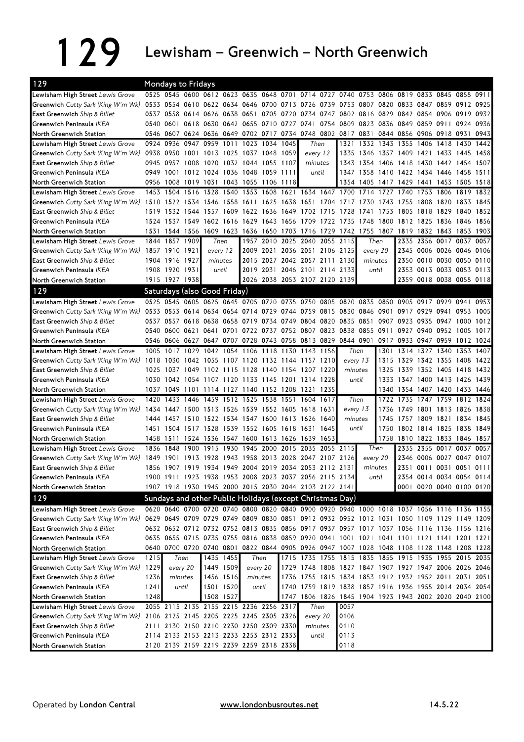# 129 Lewisham – Greenwich – North Greenwich

## 129 Mondays to Fridays

| | | | | | | | | | | | | | | | | | | |
|---|---|---|---|---|---|---|---|---|---|---|---|---|---|---|---|---|---|---|
| Lewisham High Street *Lewis Grove* | 0525 | 0545 | 0600 | 0612 | 0623 | 0635 | 0648 | 0701 | 0714 | 0727 | 0740 | 0753 | 0806 | 0819 | 0833 | 0845 | 0858 | 0911 |
| Greenwich *Cutty Sark (King W'm Wk)* | 0533 | 0554 | 0610 | 0622 | 0634 | 0646 | 0700 | 0713 | 0726 | 0739 | 0753 | 0807 | 0820 | 0833 | 0847 | 0859 | 0912 | 0925 |
| East Greenwich *Ship & Billet* | 0537 | 0558 | 0614 | 0626 | 0638 | 0651 | 0705 | 0720 | 0734 | 0747 | 0802 | 0816 | 0829 | 0842 | 0854 | 0906 | 0919 | 0932 |
| Greenwich Peninsula *IKEA* | 0540 | 0601 | 0618 | 0630 | 0642 | 0655 | 0710 | 0727 | 0741 | 0754 | 0809 | 0823 | 0836 | 0849 | 0859 | 0911 | 0924 | 0936 |
| North Greenwich Station | 0546 | 0607 | 0624 | 0636 | 0649 | 0702 | 0717 | 0734 | 0748 | 0802 | 0817 | 0831 | 0844 | 0856 | 0906 | 0918 | 0931 | 0943 |

| | | | | | | | | | | | | | | | | | |
|---|---|---|---|---|---|---|---|---|---|---|---|---|---|---|---|---|---|
| Lewisham High Street *Lewis Grove* | 0924 | 0936 | 0947 | 0959 | 1011 | 1023 | 1034 | 1045 | Then | 1321 | 1332 | 1343 | 1355 | 1406 | 1418 | 1430 | 1442 |
| Greenwich *Cutty Sark (King W'm Wk)* | 0938 | 0950 | 1001 | 1013 | 1025 | 1037 | 1048 | 1059 | every 12 | 1335 | 1346 | 1357 | 1409 | 1421 | 1433 | 1445 | 1458 |
| East Greenwich *Ship & Billet* | 0945 | 0957 | 1008 | 1020 | 1032 | 1044 | 1055 | 1107 | minutes | 1343 | 1354 | 1406 | 1418 | 1430 | 1442 | 1454 | 1507 |
| Greenwich Peninsula *IKEA* | 0949 | 1001 | 1012 | 1024 | 1036 | 1048 | 1059 | 1111 | until | 1347 | 1358 | 1410 | 1422 | 1434 | 1446 | 1458 | 1511 |
| North Greenwich Station | 0956 | 1008 | 1019 | 1031 | 1043 | 1055 | 1106 | 1118 | | 1354 | 1405 | 1417 | 1429 | 1441 | 1453 | 1505 | 1518 |

| | | | | | | | | | | | | | | | | | | |
|---|---|---|---|---|---|---|---|---|---|---|---|---|---|---|---|---|---|---|
| Lewisham High Street *Lewis Grove* | 1453 | 1504 | 1516 | 1528 | 1540 | 1553 | 1608 | 1621 | 1634 | 1647 | 1700 | 1714 | 1727 | 1740 | 1753 | 1806 | 1819 | 1832 |
| Greenwich *Cutty Sark (King W'm Wk)* | 1510 | 1522 | 1534 | 1546 | 1558 | 1611 | 1625 | 1638 | 1651 | 1704 | 1717 | 1730 | 1743 | 1755 | 1808 | 1820 | 1833 | 1845 |
| East Greenwich *Ship & Billet* | 1519 | 1532 | 1544 | 1557 | 1609 | 1622 | 1636 | 1649 | 1702 | 1715 | 1728 | 1741 | 1753 | 1805 | 1818 | 1829 | 1840 | 1852 |
| Greenwich Peninsula *IKEA* | 1524 | 1537 | 1549 | 1602 | 1616 | 1629 | 1643 | 1656 | 1709 | 1722 | 1735 | 1748 | 1800 | 1812 | 1825 | 1836 | 1846 | 1856 |
| North Greenwich Station | 1531 | 1544 | 1556 | 1609 | 1623 | 1636 | 1650 | 1703 | 1716 | 1729 | 1742 | 1755 | 1807 | 1819 | 1832 | 1843 | 1853 | 1903 |

| | | | | | | | | | | | | | | | | |
|---|---|---|---|---|---|---|---|---|---|---|---|---|---|---|---|---|
| Lewisham High Street *Lewis Grove* | 1844 | 1857 | 1909 | Then | 1957 | 2010 | 2025 | 2040 | 2055 | 2115 | Then | 2335 | 2356 | 0017 | 0037 | 0057 |
| Greenwich *Cutty Sark (King W'm Wk)* | 1857 | 1910 | 1921 | every 12 | 2009 | 2021 | 2036 | 2051 | 2106 | 2125 | every 20 | 2345 | 0006 | 0026 | 0046 | 0106 |
| East Greenwich *Ship & Billet* | 1904 | 1916 | 1927 | minutes | 2015 | 2027 | 2042 | 2057 | 2111 | 2130 | minutes | 2350 | 0010 | 0030 | 0050 | 0110 |
| Greenwich Peninsula *IKEA* | 1908 | 1920 | 1931 | until | 2019 | 2031 | 2046 | 2101 | 2114 | 2133 | until | 2353 | 0013 | 0033 | 0053 | 0113 |
| North Greenwich Station | 1915 | 1927 | 1938 | | 2026 | 2038 | 2053 | 2107 | 2120 | 2139 | | 2359 | 0018 | 0038 | 0058 | 0118 |

## 129 Saturdays (also Good Friday)

| | | | | | | | | | | | | | | | | | | |
|---|---|---|---|---|---|---|---|---|---|---|---|---|---|---|---|---|---|---|
| Lewisham High Street *Lewis Grove* | 0525 | 0545 | 0605 | 0625 | 0645 | 0705 | 0720 | 0735 | 0750 | 0805 | 0820 | 0835 | 0850 | 0905 | 0917 | 0929 | 0941 | 0953 |
| Greenwich *Cutty Sark (King W'm Wk)* | 0533 | 0553 | 0614 | 0634 | 0654 | 0714 | 0729 | 0744 | 0759 | 0815 | 0830 | 0846 | 0901 | 0917 | 0929 | 0941 | 0953 | 1005 |
| East Greenwich *Ship & Billet* | 0537 | 0557 | 0618 | 0638 | 0658 | 0719 | 0734 | 0749 | 0804 | 0820 | 0835 | 0851 | 0907 | 0923 | 0935 | 0947 | 1000 | 1012 |
| Greenwich Peninsula *IKEA* | 0540 | 0600 | 0621 | 0641 | 0701 | 0722 | 0737 | 0752 | 0807 | 0823 | 0838 | 0855 | 0911 | 0927 | 0940 | 0952 | 1005 | 1017 |
| North Greenwich Station | 0546 | 0606 | 0627 | 0647 | 0707 | 0728 | 0743 | 0758 | 0813 | 0829 | 0844 | 0901 | 0917 | 0933 | 0947 | 0959 | 1012 | 1024 |

| | | | | | | | | | | | | | | | | | |
|---|---|---|---|---|---|---|---|---|---|---|---|---|---|---|---|---|---|
| Lewisham High Street *Lewis Grove* | 1005 | 1017 | 1029 | 1042 | 1054 | 1106 | 1118 | 1130 | 1143 | 1156 | Then | 1301 | 1314 | 1327 | 1340 | 1353 | 1407 |
| Greenwich *Cutty Sark (King W'm Wk)* | 1018 | 1030 | 1042 | 1055 | 1107 | 1120 | 1132 | 1144 | 1157 | 1210 | every 13 | 1315 | 1329 | 1342 | 1355 | 1408 | 1422 |
| East Greenwich *Ship & Billet* | 1025 | 1037 | 1049 | 1102 | 1115 | 1128 | 1140 | 1154 | 1207 | 1220 | minutes | 1325 | 1339 | 1352 | 1405 | 1418 | 1432 |
| Greenwich Peninsula *IKEA* | 1030 | 1042 | 1054 | 1107 | 1120 | 1133 | 1145 | 1201 | 1214 | 1228 | until | 1333 | 1347 | 1400 | 1413 | 1426 | 1439 |
| North Greenwich Station | 1037 | 1049 | 1101 | 1114 | 1127 | 1140 | 1152 | 1208 | 1221 | 1235 | | 1340 | 1354 | 1407 | 1420 | 1433 | 1446 |

| | | | | | | | | | | | | | | | | | |
|---|---|---|---|---|---|---|---|---|---|---|---|---|---|---|---|---|---|
| Lewisham High Street *Lewis Grove* | 1420 | 1433 | 1446 | 1459 | 1512 | 1525 | 1538 | 1551 | 1604 | 1617 | Then | 1722 | 1735 | 1747 | 1759 | 1812 | 1824 |
| Greenwich *Cutty Sark (King W'm Wk)* | 1434 | 1447 | 1500 | 1513 | 1526 | 1539 | 1552 | 1605 | 1618 | 1631 | every 13 | 1736 | 1749 | 1801 | 1813 | 1826 | 1838 |
| East Greenwich *Ship & Billet* | 1444 | 1457 | 1510 | 1522 | 1534 | 1547 | 1600 | 1613 | 1626 | 1640 | minutes | 1745 | 1757 | 1809 | 1821 | 1834 | 1845 |
| Greenwich Peninsula *IKEA* | 1451 | 1504 | 1517 | 1528 | 1539 | 1552 | 1605 | 1618 | 1631 | 1645 | until | 1750 | 1802 | 1814 | 1825 | 1838 | 1849 |
| North Greenwich Station | 1458 | 1511 | 1524 | 1536 | 1547 | 1600 | 1613 | 1626 | 1639 | 1653 | | 1758 | 1810 | 1822 | 1833 | 1846 | 1857 |

| | | | | | | | | | | | | | | | | |
|---|---|---|---|---|---|---|---|---|---|---|---|---|---|---|---|---|
| Lewisham High Street *Lewis Grove* | 1836 | 1848 | 1900 | 1915 | 1930 | 1945 | 2000 | 2015 | 2035 | 2055 | 2115 | Then | 2335 | 2355 | 0017 | 0037 | 0057 |
| Greenwich *Cutty Sark (King W'm Wk)* | 1849 | 1901 | 1913 | 1928 | 1943 | 1958 | 2013 | 2028 | 2047 | 2107 | 2126 | every 20 | 2346 | 0006 | 0027 | 0047 | 0107 |
| East Greenwich *Ship & Billet* | 1856 | 1907 | 1919 | 1934 | 1949 | 2004 | 2019 | 2034 | 2053 | 2112 | 2131 | minutes | 2351 | 0011 | 0031 | 0051 | 0111 |
| Greenwich Peninsula *IKEA* | 1900 | 1911 | 1923 | 1938 | 1953 | 2008 | 2023 | 2037 | 2056 | 2115 | 2134 | until | 2354 | 0014 | 0034 | 0054 | 0114 |
| North Greenwich Station | 1907 | 1918 | 1930 | 1945 | 2000 | 2015 | 2030 | 2044 | 2103 | 2122 | 2141 | | 0001 | 0020 | 0040 | 0100 | 0120 |

## 129 Sundays and other Public Holidays (except Christmas Day)

| | | | | | | | | | | | | | | | | | | |
|---|---|---|---|---|---|---|---|---|---|---|---|---|---|---|---|---|---|---|
| Lewisham High Street *Lewis Grove* | 0620 | 0640 | 0700 | 0720 | 0740 | 0800 | 0820 | 0840 | 0900 | 0920 | 0940 | 1000 | 1018 | 1037 | 1056 | 1116 | 1136 | 1155 |
| Greenwich *Cutty Sark (King W'm Wk)* | 0629 | 0649 | 0709 | 0729 | 0749 | 0809 | 0830 | 0851 | 0912 | 0932 | 0952 | 1012 | 1031 | 1050 | 1109 | 1129 | 1149 | 1209 |
| East Greenwich *Ship & Billet* | 0632 | 0652 | 0712 | 0732 | 0752 | 0813 | 0835 | 0856 | 0917 | 0937 | 0957 | 1017 | 1037 | 1056 | 1116 | 1136 | 1156 | 1216 |
| Greenwich Peninsula *IKEA* | 0635 | 0655 | 0715 | 0735 | 0755 | 0816 | 0838 | 0859 | 0920 | 0941 | 1001 | 1021 | 1041 | 1101 | 1121 | 1141 | 1201 | 1221 |
| North Greenwich Station | 0640 | 0700 | 0720 | 0740 | 0801 | 0822 | 0844 | 0905 | 0926 | 0947 | 1007 | 1028 | 1048 | 1108 | 1128 | 1148 | 1208 | 1228 |

| | | | | | | | | | | | | | | | | |
|---|---|---|---|---|---|---|---|---|---|---|---|---|---|---|---|---|
| Lewisham High Street *Lewis Grove* | 1215 | Then | 1435 | 1455 | Then | 1715 | 1735 | 1755 | 1815 | 1835 | 1855 | 1915 | 1935 | 1955 | 2015 | 2035 |
| Greenwich *Cutty Sark (King W'm Wk)* | 1229 | every 20 | 1449 | 1509 | every 20 | 1729 | 1748 | 1808 | 1827 | 1847 | 1907 | 1927 | 1947 | 2006 | 2026 | 2046 |
| East Greenwich *Ship & Billet* | 1236 | minutes | 1456 | 1516 | minutes | 1736 | 1755 | 1815 | 1834 | 1853 | 1912 | 1932 | 1952 | 2011 | 2031 | 2051 |
| Greenwich Peninsula *IKEA* | 1241 | until | 1501 | 1520 | until | 1740 | 1759 | 1819 | 1838 | 1857 | 1916 | 1936 | 1955 | 2014 | 2034 | 2054 |
| North Greenwich Station | 1248 | | 1508 | 1527 | | 1747 | 1806 | 1826 | 1845 | 1904 | 1923 | 1943 | 2002 | 2020 | 2040 | 2100 |

| | | | | | | | | | | |
|---|---|---|---|---|---|---|---|---|---|---|
| Lewisham High Street *Lewis Grove* | 2055 | 2115 | 2135 | 2155 | 2215 | 2236 | 2256 | 2317 | Then | 0057 |
| Greenwich *Cutty Sark (King W'm Wk)* | 2106 | 2125 | 2145 | 2205 | 2225 | 2245 | 2305 | 2326 | every 20 | 0106 |
| East Greenwich *Ship & Billet* | 2111 | 2130 | 2150 | 2210 | 2230 | 2250 | 2309 | 2330 | minutes | 0110 |
| Greenwich Peninsula *IKEA* | 2114 | 2133 | 2153 | 2213 | 2233 | 2253 | 2312 | 2333 | until | 0113 |
| North Greenwich Station | 2120 | 2139 | 2159 | 2219 | 2239 | 2259 | 2318 | 2338 | | 0118 |

Operated by **London Central** www.londonbusroutes.net 14.5.22